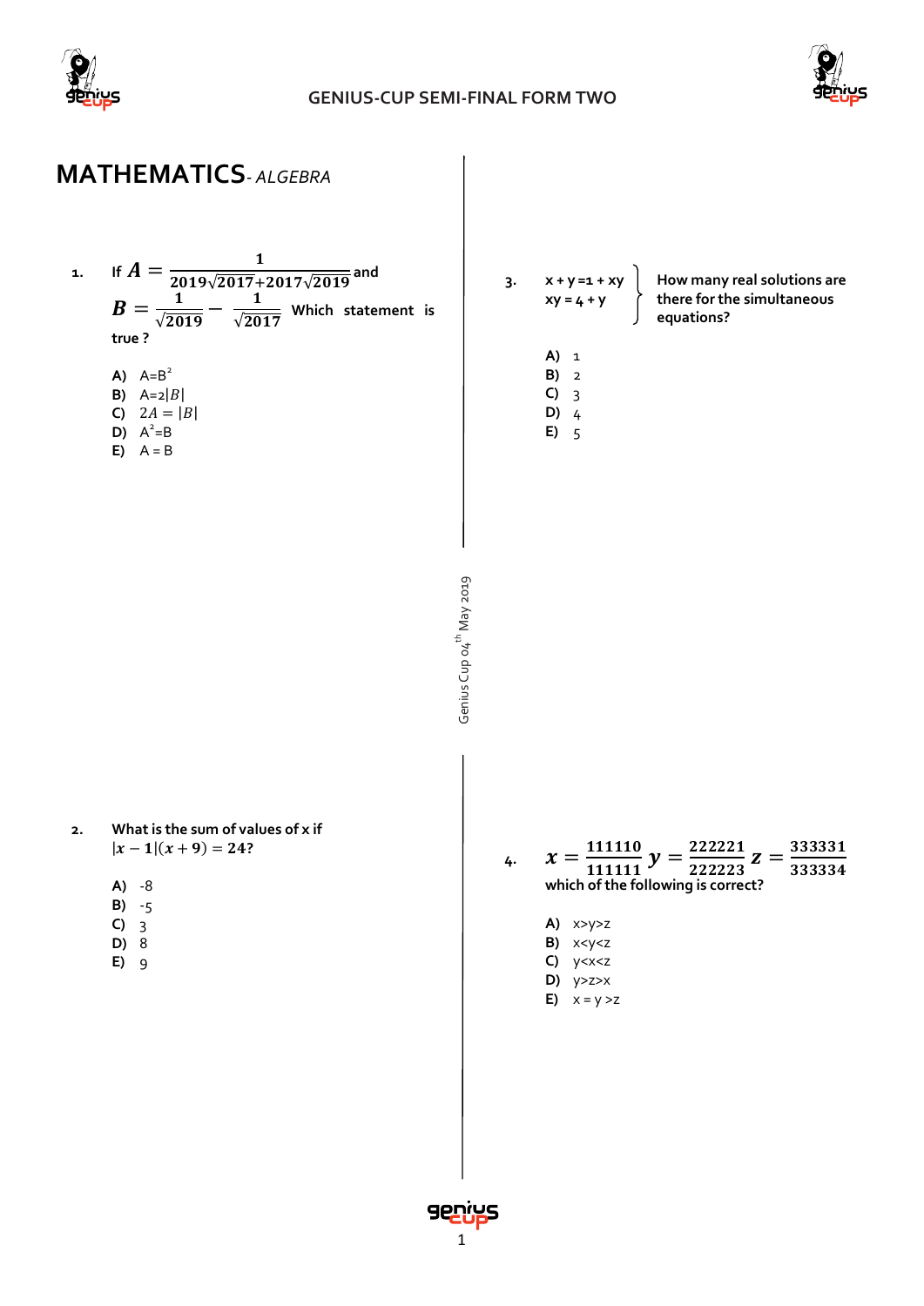# MATHEMATICS- *ALGEBRA*

1. If $A = \frac{1}{2019\sqrt{2017}+2017\sqrt{2019}}$ and $B = \frac{1}{\sqrt{2019}} - \frac{1}{\sqrt{2017}}$ Which statement is true ?

   A) $A=B^2$
   B) $A=2|B|$
   C) $2A = |B|$
   D) $A^2=B$
   E) A = B

2. What is the sum of values of x if $|x-1|(x+9) = 24$?

   A) -8
   B) -5
   C) 3
   D) 8
   E) 9

3. $x + y = 1 + xy$
   $xy = 4 + y$

   How many real solutions are there for the simultaneous equations?

   A) 1
   B) 2
   C) 3
   D) 4
   E) 5

4. $x = \frac{111110}{111111}$ $y = \frac{222221}{222223}$ $z = \frac{333331}{333334}$ which of the following is correct?

   A) x>y>z
   B) x<y<z
   C) y<x<z
   D) y>z>x
   E) x = y >z

Genius Cup 04th May 2019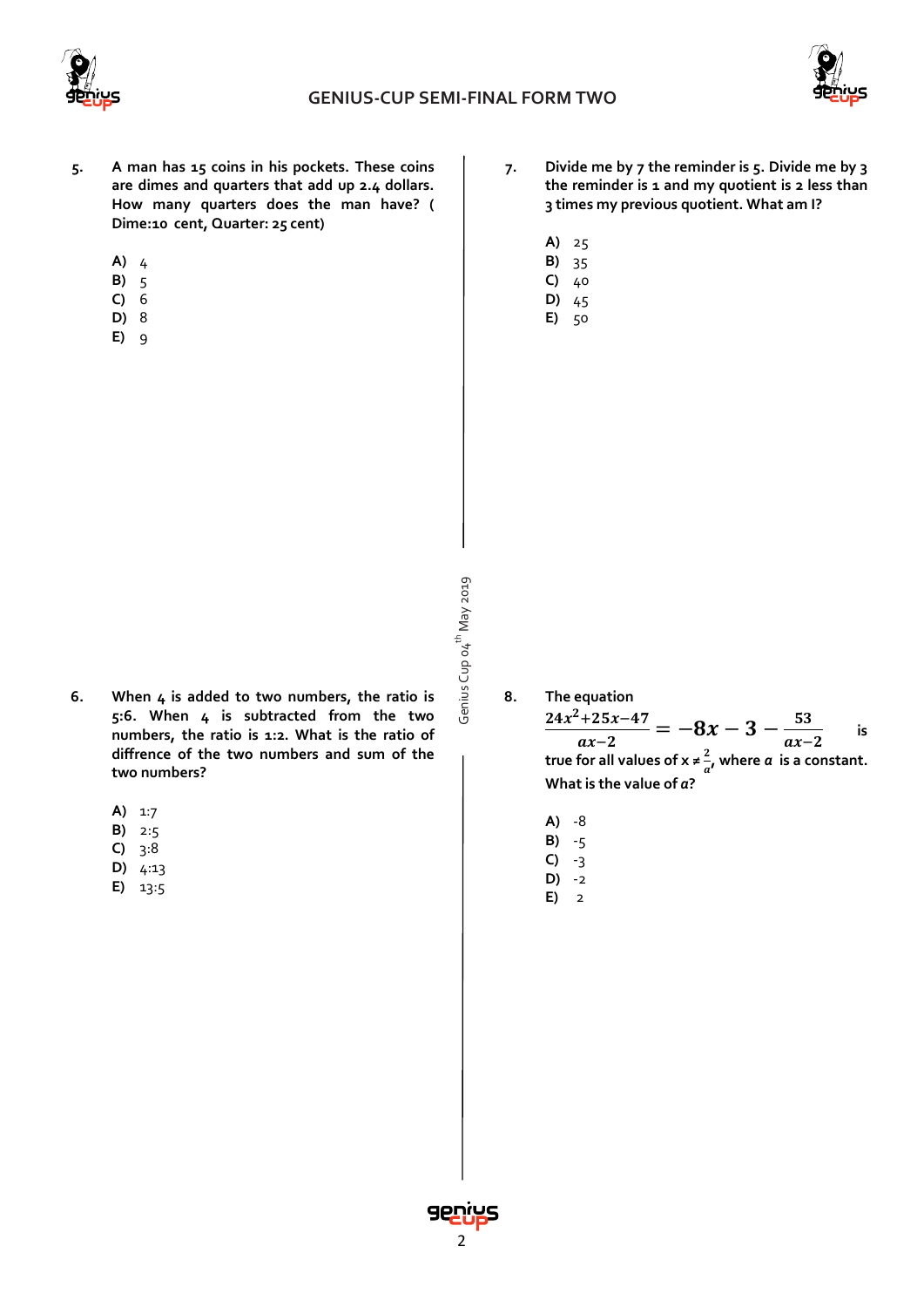5. A man has 15 coins in his pockets. These coins are dimes and quarters that add up 2.4 dollars. How many quarters does the man have? ( Dime:10 cent, Quarter: 25 cent)

   **A)** 4
   **B)** 5
   **C)** 6
   **D)** 8
   **E)** 9

6. When 4 is added to two numbers, the ratio is 5:6. When 4 is subtracted from the two numbers, the ratio is 1:2. What is the ratio of diffrence of the two numbers and sum of the two numbers?

   **A)** 1:7
   **B)** 2:5
   **C)** 3:8
   **D)** 4:13
   **E)** 13:5

7. Divide me by 7 the reminder is 5. Divide me by 3 the reminder is 1 and my quotient is 2 less than 3 times my previous quotient. What am I?

   **A)** 25
   **B)** 35
   **C)** 40
   **D)** 45
   **E)** 50

8. The equation

   $$\frac{24x^2+25x-47}{ax-2} = -8x-3-\frac{53}{ax-2}$$ is

   true for all values of $x \neq \frac{2}{a}$, where $a$ is a constant. What is the value of $a$?

   **A)** -8
   **B)** -5
   **C)** -3
   **D)** -2
   **E)** 2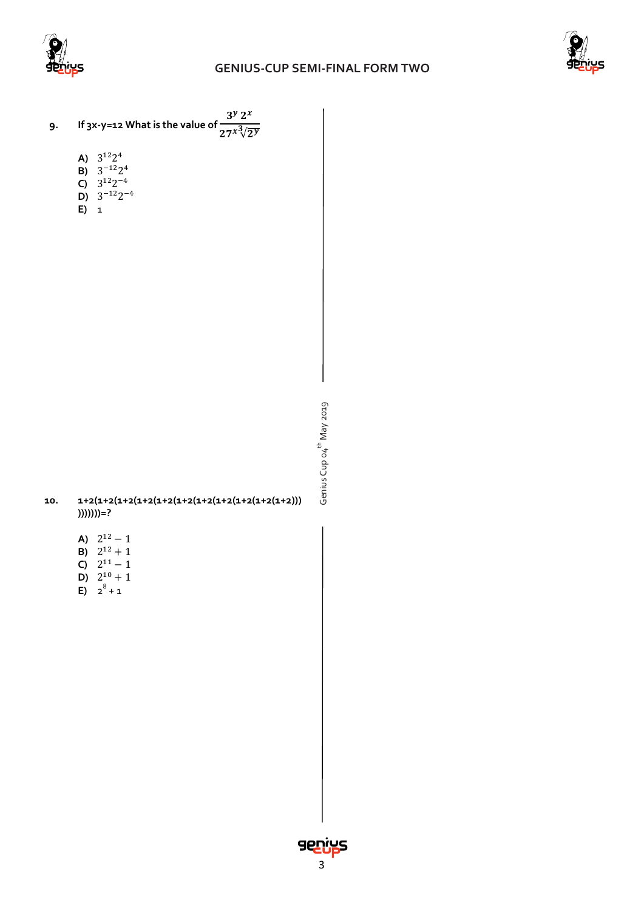9. If 3x-y=12 What is the value of $\frac{3^y\, 2^x}{27^x \sqrt[3]{2^y}}$

A) $3^{12}2^4$
B) $3^{-12}2^4$
C) $3^{12}2^{-4}$
D) $3^{-12}2^{-4}$
E) 1

10. 1+2(1+2(1+2(1+2(1+2(1+2(1+2(1+2(1+2(1+2(1+2)))
)))))))=?

A) $2^{12}-1$
B) $2^{12}+1$
C) $2^{11}-1$
D) $2^{10}+1$
E) $2^8+1$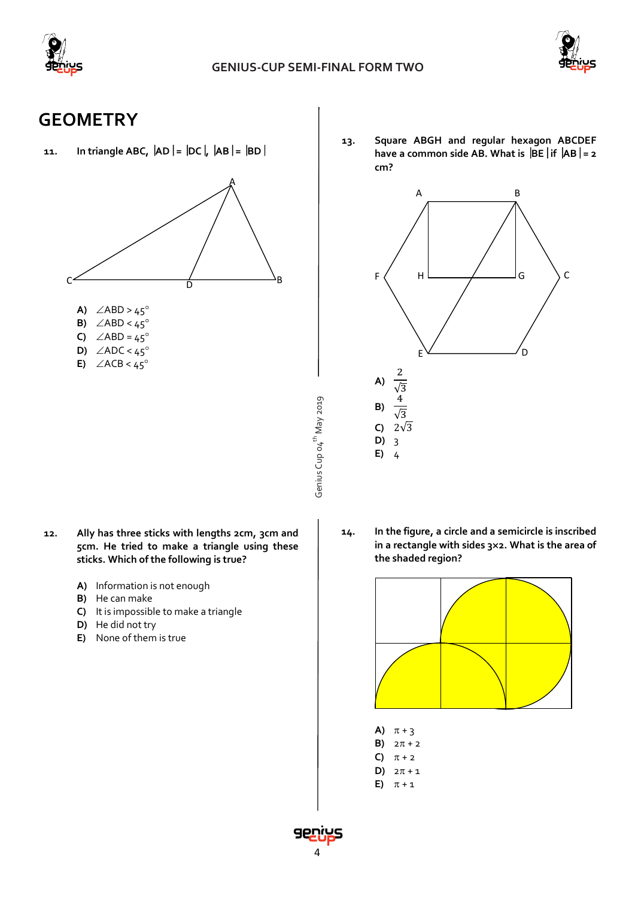## GEOMETRY

**11.** **In triangle ABC, $|AD| = |DC|$, $|AB| = |BD|$**

**A)** $\angle ABD > 45^\circ$
**B)** $\angle ABD < 45^\circ$
**C)** $\angle ABD = 45^\circ$
**D)** $\angle ADC < 45^\circ$
**E)** $\angle ACB < 45^\circ$

**12.** **Ally has three sticks with lengths 2cm, 3cm and 5cm. He tried to make a triangle using these sticks. Which of the following is true?**

**A)** Information is not enough
**B)** He can make
**C)** It is impossible to make a triangle
**D)** He did not try
**E)** None of them is true

**13.** **Square ABGH and regular hexagon ABCDEF have a common side AB. What is $|BE|$ if $|AB| = 2$ cm?**

**A)** $\frac{2}{\sqrt{3}}$
**B)** $\frac{4}{\sqrt{3}}$
**C)** $2\sqrt{3}$
**D)** 3
**E)** 4

**14.** **In the figure, a circle and a semicircle is inscribed in a rectangle with sides 3×2. What is the area of the shaded region?**

**A)** $\pi + 3$
**B)** $2\pi + 2$
**C)** $\pi + 2$
**D)** $2\pi + 1$
**E)** $\pi + 1$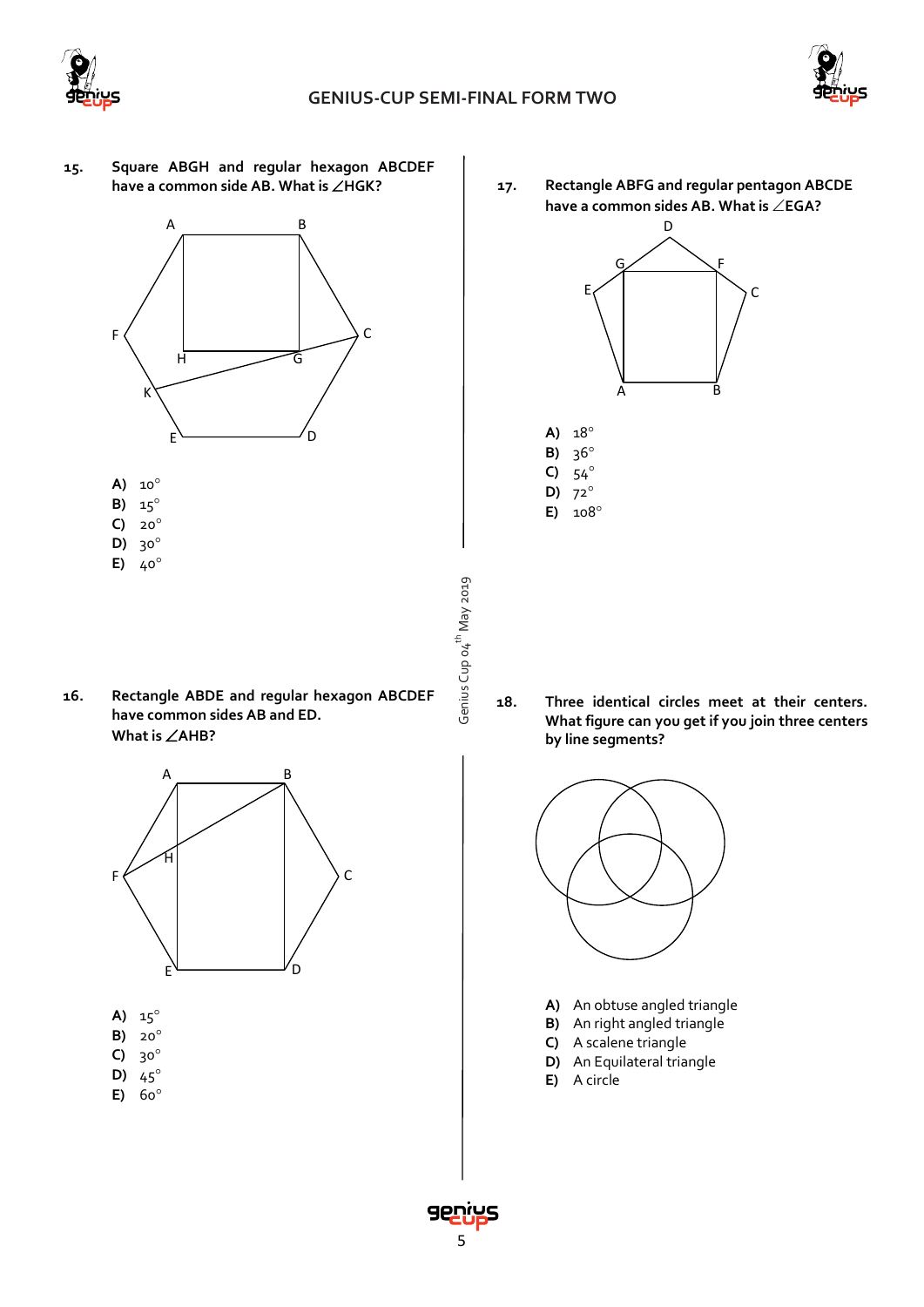**15.** **Square ABGH and regular hexagon ABCDEF have a common side AB. What is ∠HGK?**

A) $10^\circ$
B) $15^\circ$
C) $20^\circ$
D) $30^\circ$
E) $40^\circ$

**16.** **Rectangle ABDE and regular hexagon ABCDEF have common sides AB and ED. What is ∠AHB?**

A) $15^\circ$
B) $20^\circ$
C) $30^\circ$
D) $45^\circ$
E) $60^\circ$

**17.** **Rectangle ABFG and regular pentagon ABCDE have a common sides AB. What is ∠EGA?**

A) $18^\circ$
B) $36^\circ$
C) $54^\circ$
D) $72^\circ$
E) $108^\circ$

**18.** **Three identical circles meet at their centers. What figure can you get if you join three centers by line segments?**

A) An obtuse angled triangle
B) An right angled triangle
C) A scalene triangle
D) An Equilateral triangle
E) A circle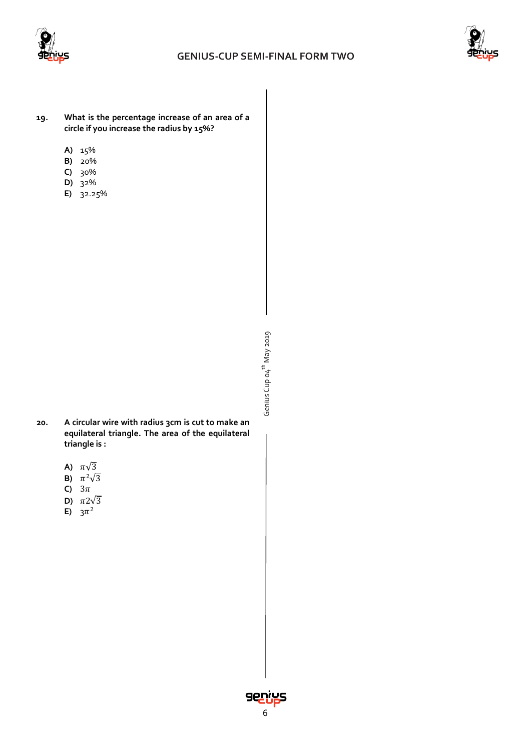**19.** **What is the percentage increase of an area of a circle if you increase the radius by 15%?**

- **A)** 15%
- **B)** 20%
- **C)** 30%
- **D)** 32%
- **E)** 32.25%

**20.** **A circular wire with radius 3cm is cut to make an equilateral triangle. The area of the equilateral triangle is :**

- **A)** $\pi\sqrt{3}$
- **B)** $\pi^2\sqrt{3}$
- **C)** $3\pi$
- **D)** $\pi 2\sqrt{3}$
- **E)** $3\pi^2$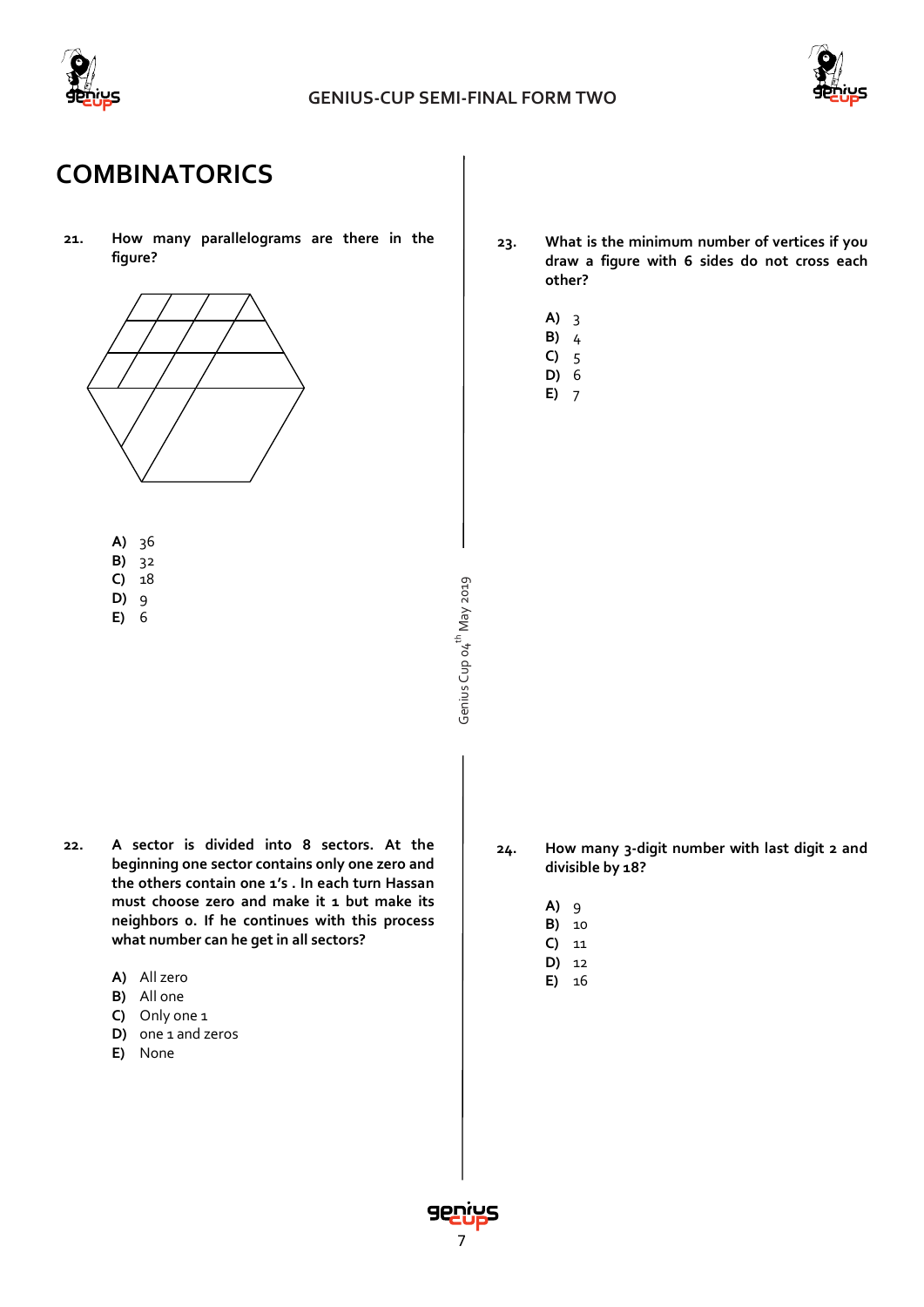# COMBINATORICS

**21.** **How many parallelograms are there in the figure?**

- **A)** 36
- **B)** 32
- **C)** 18
- **D)** 9
- **E)** 6

**22.** **A sector is divided into 8 sectors. At the beginning one sector contains only one zero and the others contain one 1's . In each turn Hassan must choose zero and make it 1 but make its neighbors 0. If he continues with this process what number can he get in all sectors?**

- **A)** All zero
- **B)** All one
- **C)** Only one 1
- **D)** one 1 and zeros
- **E)** None

**23.** **What is the minimum number of vertices if you draw a figure with 6 sides do not cross each other?**

- **A)** 3
- **B)** 4
- **C)** 5
- **D)** 6
- **E)** 7

**24.** **How many 3-digit number with last digit 2 and divisible by 18?**

- **A)** 9
- **B)** 10
- **C)** 11
- **D)** 12
- **E)** 16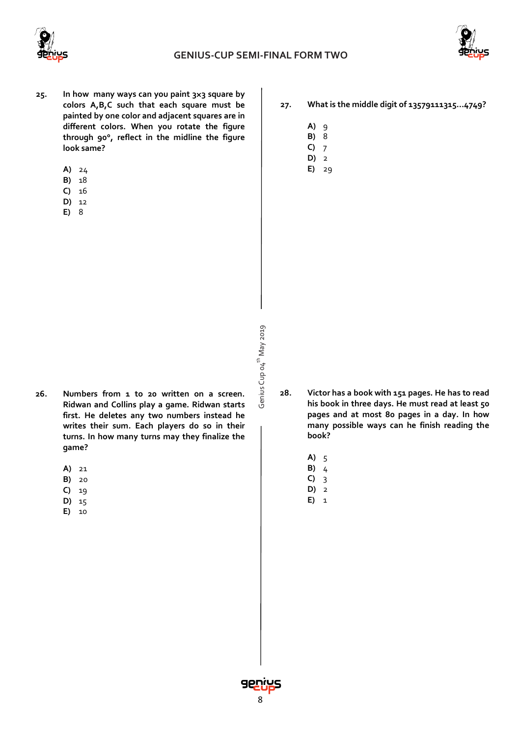**25.** **In how many ways can you paint 3x3 square by colors A,B,C such that each square must be painted by one color and adjacent squares are in different colors. When you rotate the figure through 90°, reflect in the midline the figure look same?**

**A)** 24
**B)** 18
**C)** 16
**D)** 12
**E)** 8

**26.** **Numbers from 1 to 20 written on a screen. Ridwan and Collins play a game. Ridwan starts first. He deletes any two numbers instead he writes their sum. Each players do so in their turns. In how many turns may they finalize the game?**

**A)** 21
**B)** 20
**C)** 19
**D)** 15
**E)** 10

**27.** **What is the middle digit of 13579111315...4749?**

**A)** 9
**B)** 8
**C)** 7
**D)** 2
**E)** 29

**28.** **Victor has a book with 151 pages. He has to read his book in three days. He must read at least 50 pages and at most 80 pages in a day. In how many possible ways can he finish reading the book?**

**A)** 5
**B)** 4
**C)** 3
**D)** 2
**E)** 1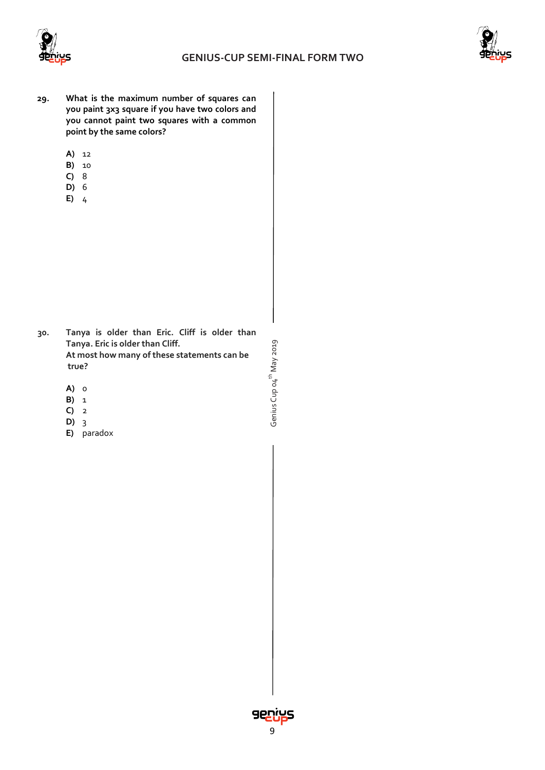**29.** **What is the maximum number of squares can you paint 3x3 square if you have two colors and you cannot paint two squares with a common point by the same colors?**

**A)** 12
**B)** 10
**C)** 8
**D)** 6
**E)** 4

**30.** **Tanya is older than Eric. Cliff is older than Tanya. Eric is older than Cliff.**
**At most how many of these statements can be true?**

**A)** 0
**B)** 1
**C)** 2
**D)** 3
**E)** paradox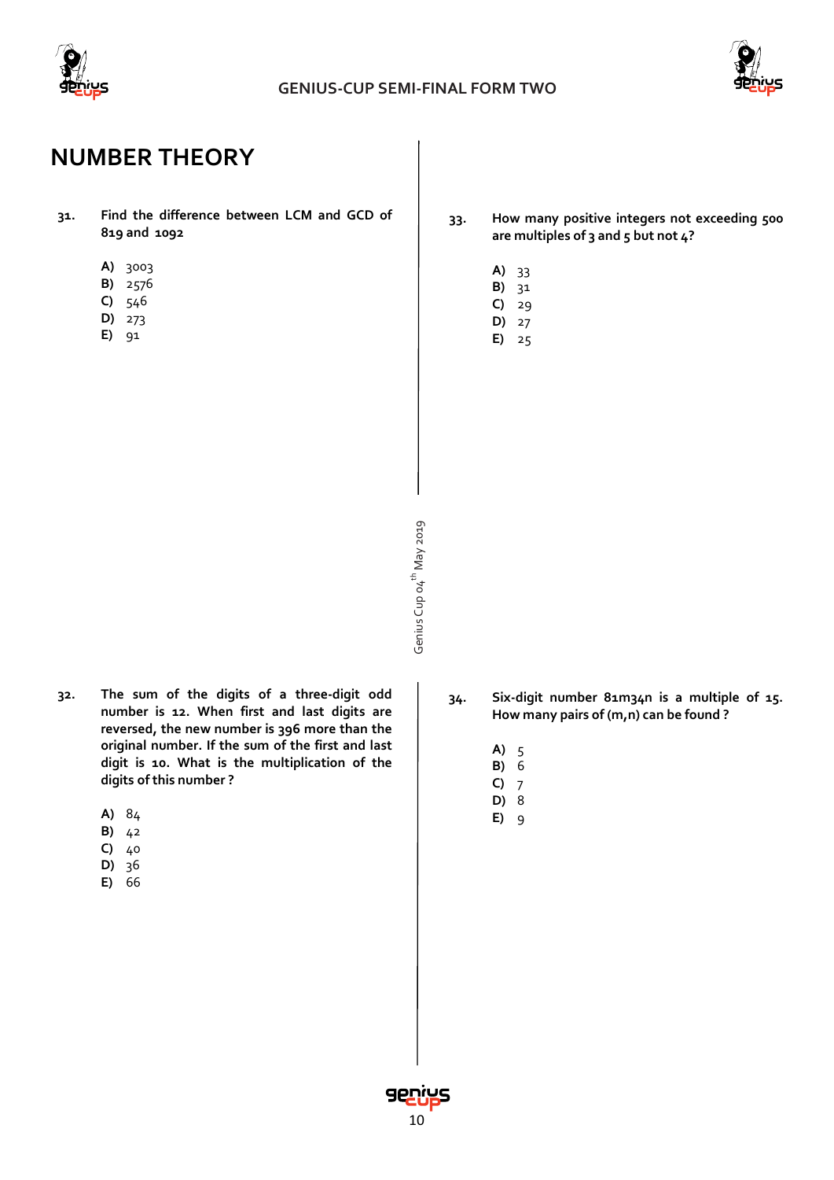# NUMBER THEORY

**31.** **Find the difference between LCM and GCD of 819 and 1092**

**A)** 3003
**B)** 2576
**C)** 546
**D)** 273
**E)** 91

**32.** **The sum of the digits of a three-digit odd number is 12. When first and last digits are reversed, the new number is 396 more than the original number. If the sum of the first and last digit is 10. What is the multiplication of the digits of this number ?**

**A)** 84
**B)** 42
**C)** 40
**D)** 36
**E)** 66

**33.** **How many positive integers not exceeding 500 are multiples of 3 and 5 but not 4?**

**A)** 33
**B)** 31
**C)** 29
**D)** 27
**E)** 25

**34.** **Six-digit number 81m34n is a multiple of 15. How many pairs of (m,n) can be found ?**

**A)** 5
**B)** 6
**C)** 7
**D)** 8
**E)** 9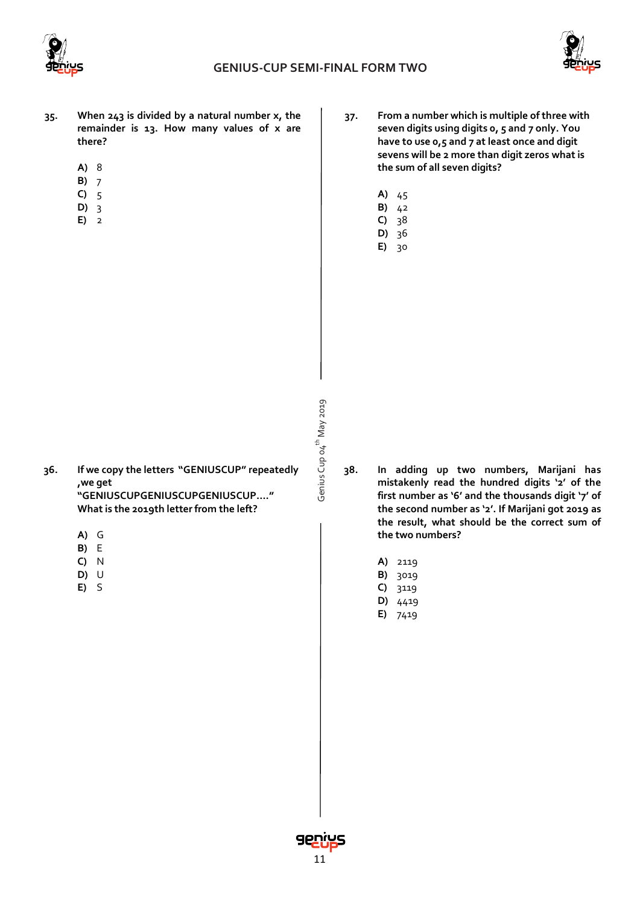**35.** **When 243 is divided by a natural number x, the remainder is 13. How many values of x are there?**

**A)** 8
**B)** 7
**C)** 5
**D)** 3
**E)** 2

**36.** **If we copy the letters "GENIUSCUP" repeatedly ,we get "GENIUSCUPGENIUSCUPGENIUSCUP…." What is the 2019th letter from the left?**

**A)** G
**B)** E
**C)** N
**D)** U
**E)** S

**37.** **From a number which is multiple of three with seven digits using digits 0, 5 and 7 only. You have to use 0,5 and 7 at least once and digit sevens will be 2 more than digit zeros what is the sum of all seven digits?**

**A)** 45
**B)** 42
**C)** 38
**D)** 36
**E)** 30

**38.** **In adding up two numbers, Marijani has mistakenly read the hundred digits '2' of the first number as '6' and the thousands digit '7' of the second number as '2'. If Marijani got 2019 as the result, what should be the correct sum of the two numbers?**

**A)** 2119
**B)** 3019
**C)** 3119
**D)** 4419
**E)** 7419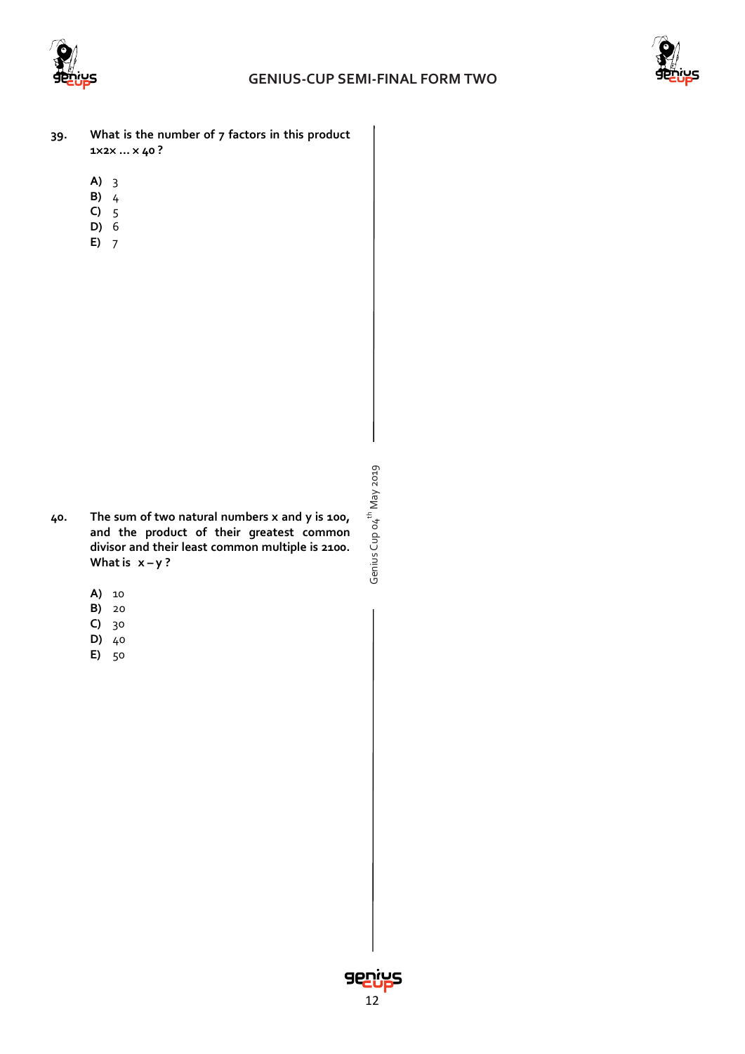**39.** **What is the number of 7 factors in this product $1 \times 2 \times \ldots \times 40$ ?**

- **A)** 3
- **B)** 4
- **C)** 5
- **D)** 6
- **E)** 7

**40.** **The sum of two natural numbers x and y is 100, and the product of their greatest common divisor and their least common multiple is 2100. What is $x - y$ ?**

- **A)** 10
- **B)** 20
- **C)** 30
- **D)** 40
- **E)** 50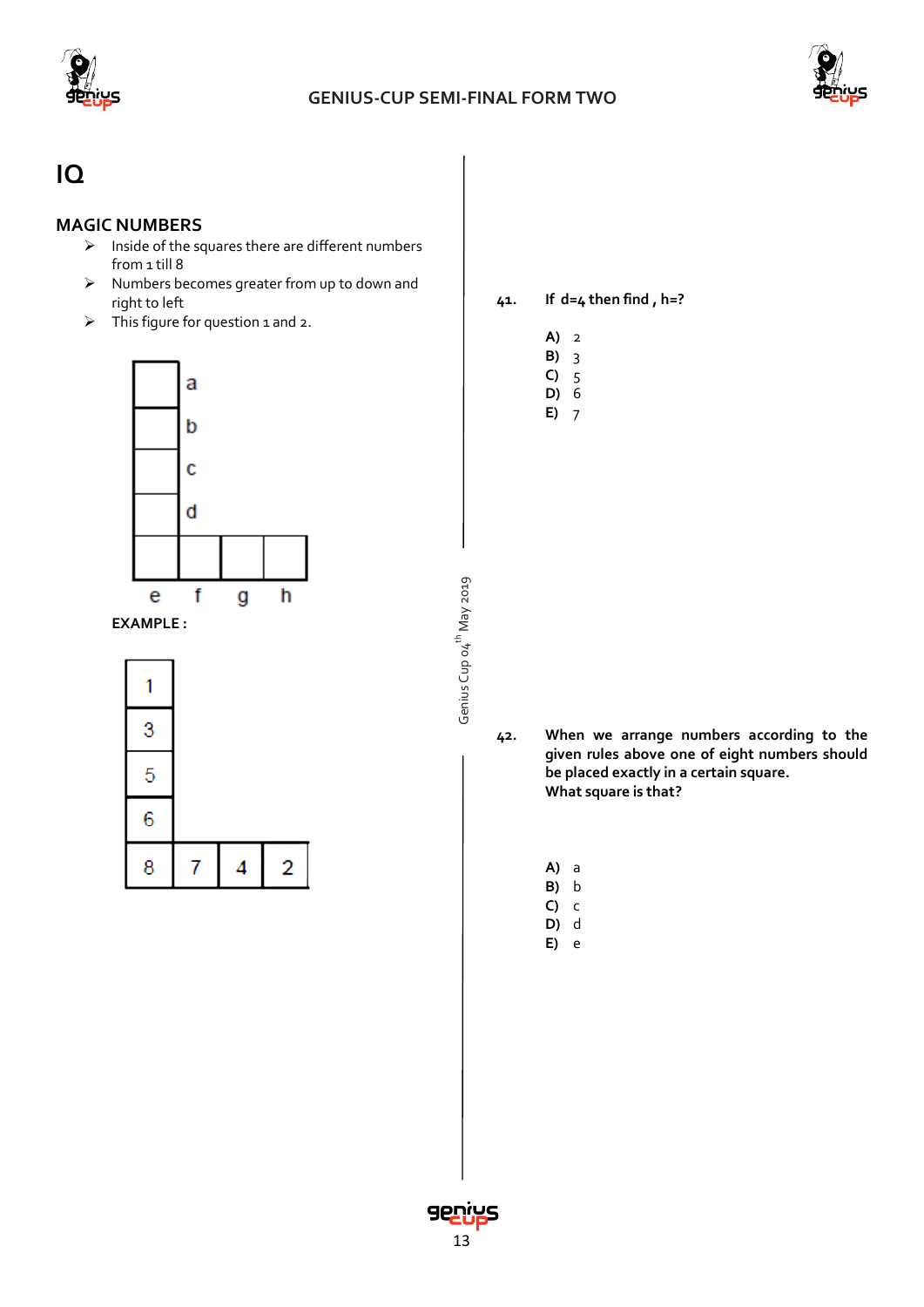# IQ

## MAGIC NUMBERS

- Inside of the squares there are different numbers from 1 till 8
- Numbers becomes greater from up to down and right to left
- This figure for question 1 and 2.

| | a |
|---|---|
| | b |
| | c |
| | d |

| | | | |
|---|---|---|---|
| e | f | g | h |

**EXAMPLE :**

| 1 | | | |
|---|---|---|---|
| 3 | | | |
| 5 | | | |
| 6 | | | |
| 8 | 7 | 4 | 2 |

Genius Cup 04th May 2019

**41. If d=4 then find , h=?**

**A)** 2
**B)** 3
**C)** 5
**D)** 6
**E)** 7

**42. When we arrange numbers according to the given rules above one of eight numbers should be placed exactly in a certain square. What square is that?**

**A)** a
**B)** b
**C)** c
**D)** d
**E)** e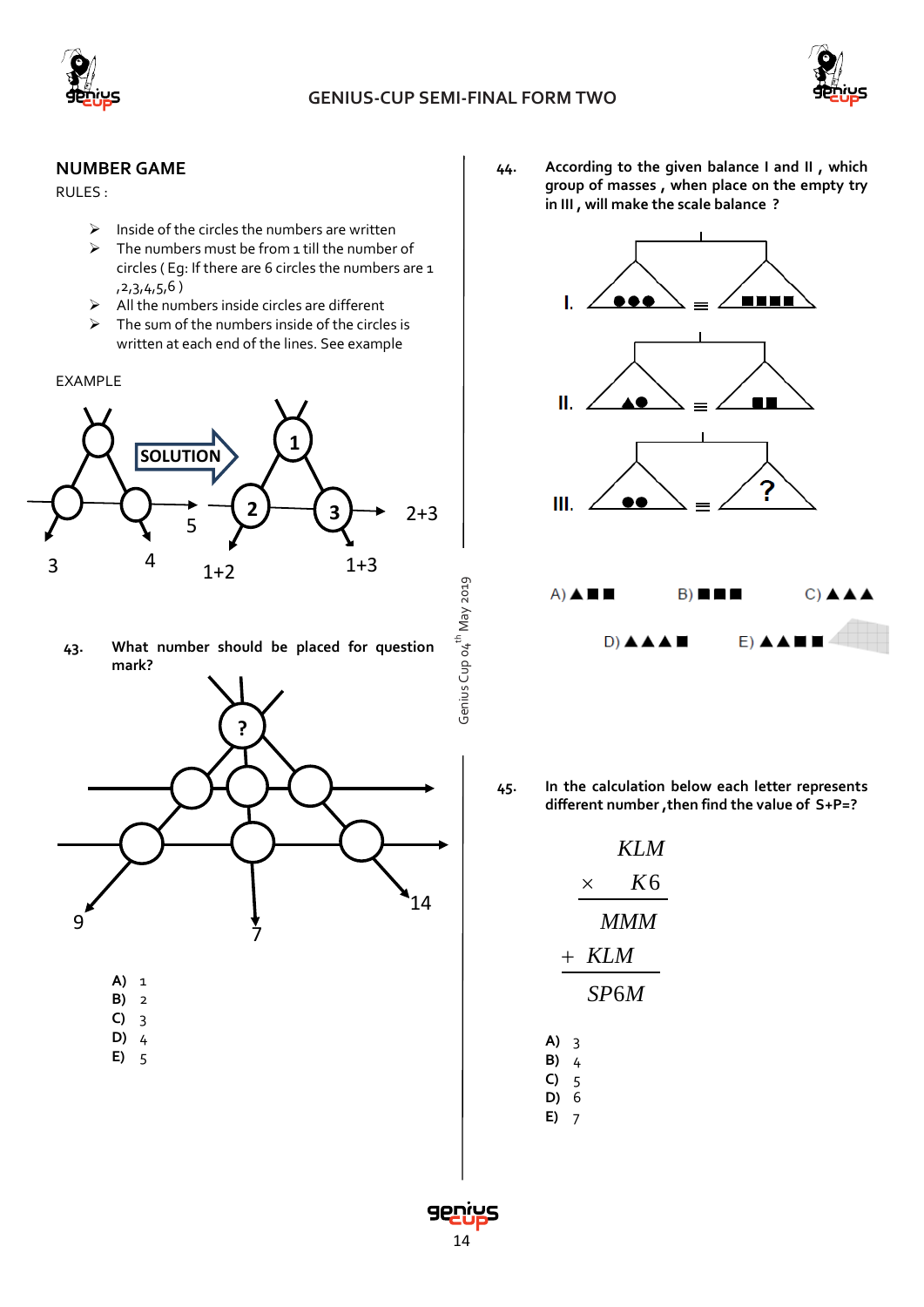## NUMBER GAME

RULES :

- Inside of the circles the numbers are written
- The numbers must be from 1 till the number of circles ( Eg: If there are 6 circles the numbers are 1 ,2,3,4,5,6 )
- All the numbers inside circles are different
- The sum of the numbers inside of the circles is written at each end of the lines. See example

EXAMPLE

SOLUTION

3 4 5 → 1+2 1+3 2+3

**43.** **What number should be placed for question mark?**

? 9 7 14

A) 1
B) 2
C) 3
D) 4
E) 5

**44.** **According to the given balance I and II , which group of masses , when place on the empty try in III , will make the scale balance ?**

I. ●●● ≡ ■■■■

II. ▲● ≡ ■■

III. ●● ≡ ?

A) ▲■■ B) ■■■ C) ▲▲▲

D) ▲▲▲■ E) ▲▲■■

**45.** **In the calculation below each letter represents different number ,then find the value of S+P=?**

$$
\begin{array}{r}
KLM \\
\times \quad K6 \\
\hline
MMM \\
+\ KLM \quad \\
\hline
SP6M \quad
\end{array}
$$

A) 3
B) 4
C) 5
D) 6
E) 7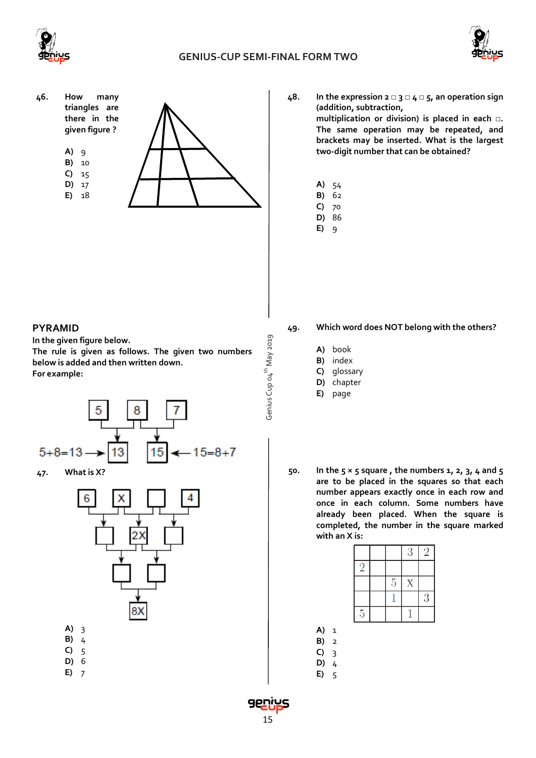**46.** How many triangles are there in the given figure ?

A) 9
B) 10
C) 15
D) 17
E) 18

## PYRAMID

In the given figure below.
The rule is given as follows. The given two numbers below is added and then written down.
For example:

5 8 7
5+8=13 → 13 15 ← 15=8+7

**47.** What is X?

6 X _ 4
_ 2X _
_ _
8X

A) 3
B) 4
C) 5
D) 6
E) 7

**48.** In the expression 2 □ 3 □ 4 □ 5, an operation sign (addition, subtraction, multiplication or division) is placed in each □. The same operation may be repeated, and brackets may be inserted. What is the largest two-digit number that can be obtained?

A) 54
B) 62
C) 70
D) 86
E) 9

**49.** Which word does NOT belong with the others?

A) book
B) index
C) glossary
D) chapter
E) page

**50.** In the 5 × 5 square , the numbers 1, 2, 3, 4 and 5 are to be placed in the squares so that each number appears exactly once in each row and once in each column. Some numbers have already been placed. When the square is completed, the number in the square marked with an X is:

| | | | | |
|---|---|---|---|---|
| | | | 3 | 2 |
| 2 | | | | |
| | | 5 | X | |
| | | 1 | | 3 |
| 5 | | | 1 | |

A) 1
B) 2
C) 3
D) 4
E) 5